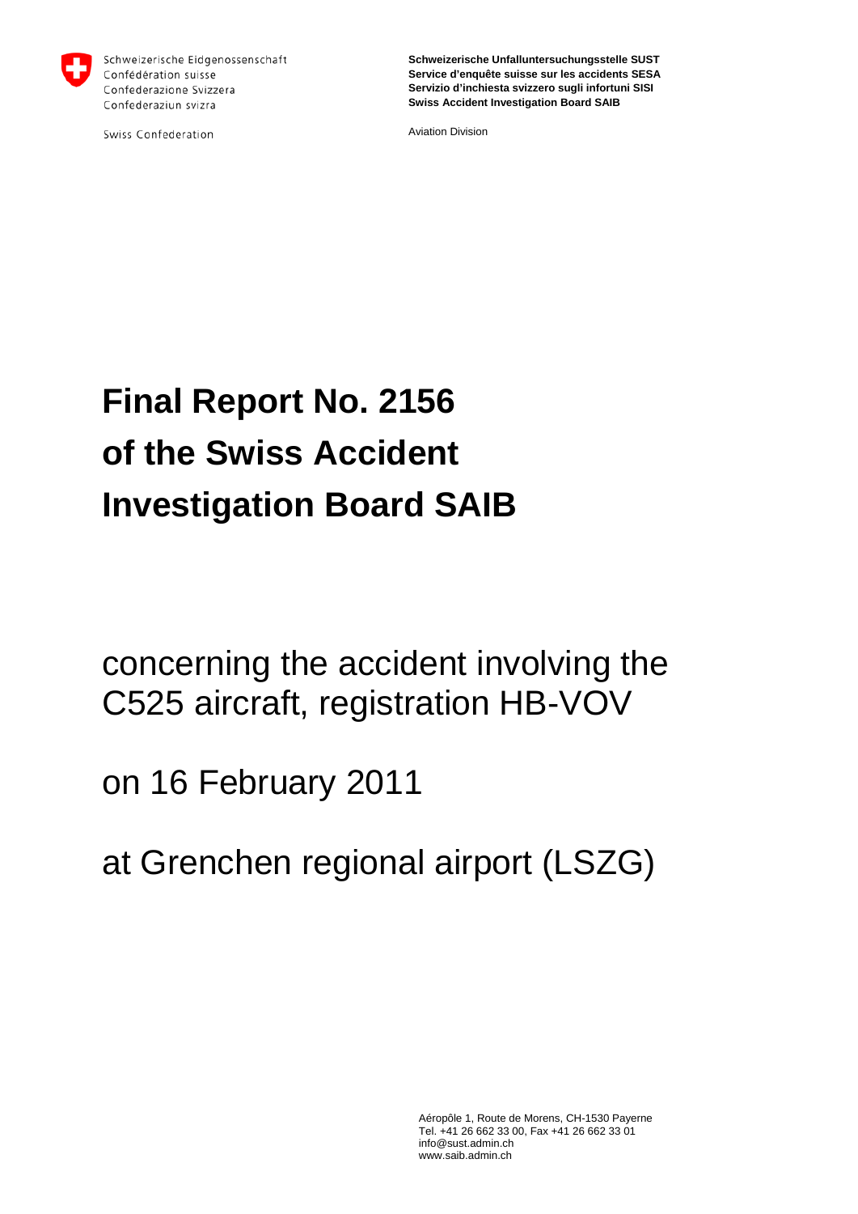Schweizerische Eidgenossenschaft
Confédération suisse
Confederazione Svizzera
Confederaziun svizra

Swiss Confederation

**Schweizerische Unfalluntersuchungsstelle SUST**
**Service d'enquête suisse sur les accidents SESA**
**Servizio d'inchiesta svizzero sugli infortuni SISI**
**Swiss Accident Investigation Board SAIB**

Aviation Division

# Final Report No. 2156 of the Swiss Accident Investigation Board SAIB

concerning the accident involving the C525 aircraft, registration HB-VOV

on 16 February 2011

at Grenchen regional airport (LSZG)

Aéropôle 1, Route de Morens, CH-1530 Payerne
Tel. +41 26 662 33 00, Fax +41 26 662 33 01
info@sust.admin.ch
www.saib.admin.ch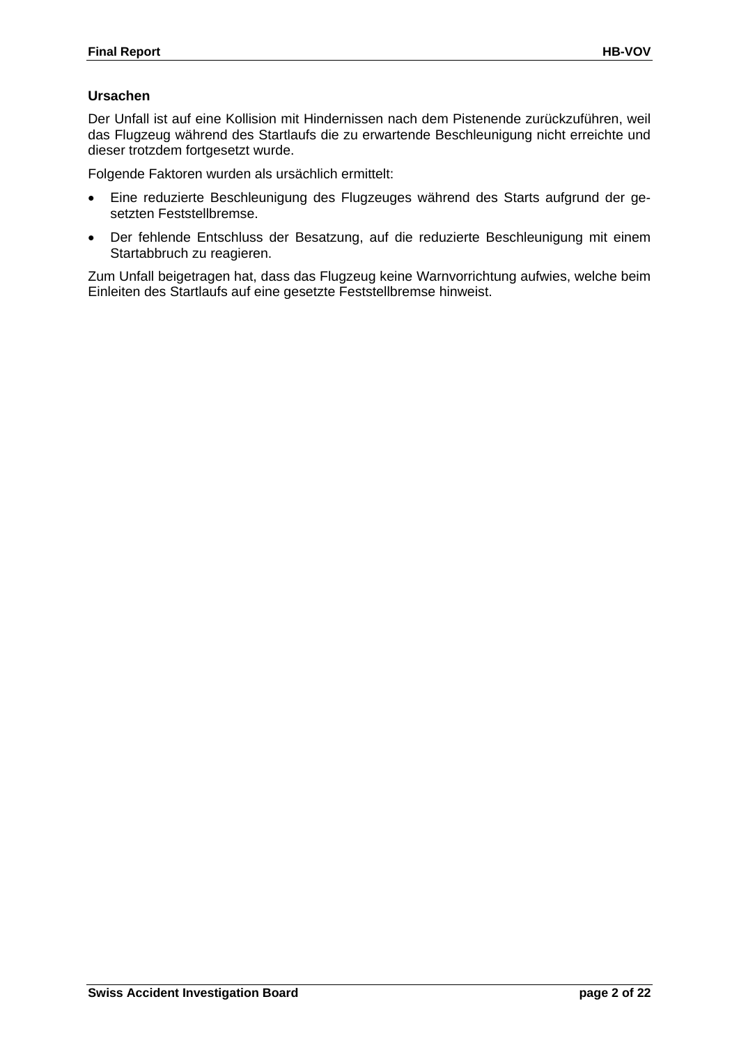**Ursachen**

Der Unfall ist auf eine Kollision mit Hindernissen nach dem Pistenende zurückzuführen, weil das Flugzeug während des Startlaufs die zu erwartende Beschleunigung nicht erreichte und dieser trotzdem fortgesetzt wurde.

Folgende Faktoren wurden als ursächlich ermittelt:

- Eine reduzierte Beschleunigung des Flugzeuges während des Starts aufgrund der gesetzten Feststellbremse.
- Der fehlende Entschluss der Besatzung, auf die reduzierte Beschleunigung mit einem Startabbruch zu reagieren.

Zum Unfall beigetragen hat, dass das Flugzeug keine Warnvorrichtung aufwies, welche beim Einleiten des Startlaufs auf eine gesetzte Feststellbremse hinweist.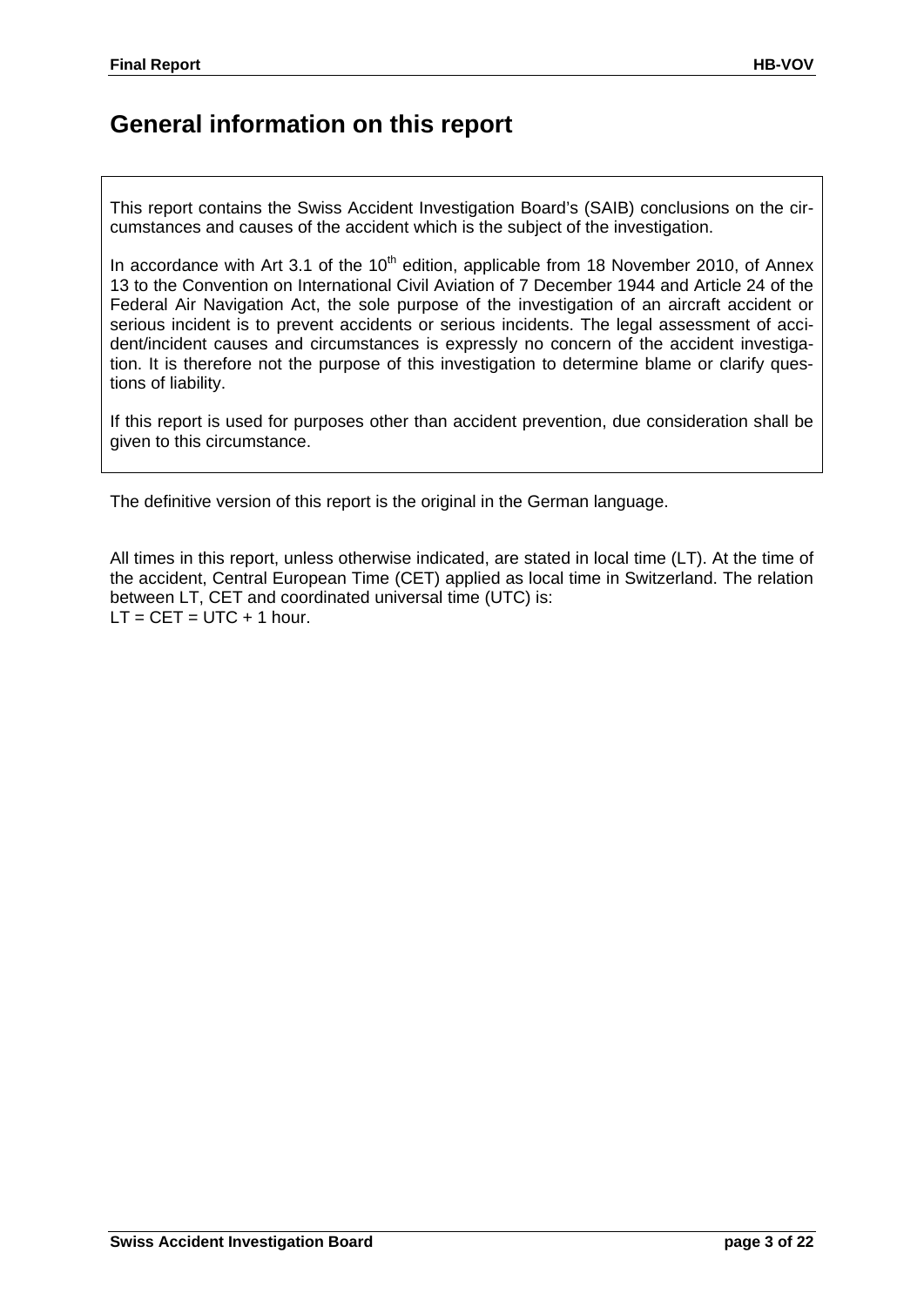# General information on this report

This report contains the Swiss Accident Investigation Board's (SAIB) conclusions on the circumstances and causes of the accident which is the subject of the investigation.

In accordance with Art 3.1 of the 10th edition, applicable from 18 November 2010, of Annex 13 to the Convention on International Civil Aviation of 7 December 1944 and Article 24 of the Federal Air Navigation Act, the sole purpose of the investigation of an aircraft accident or serious incident is to prevent accidents or serious incidents. The legal assessment of accident/incident causes and circumstances is expressly no concern of the accident investigation. It is therefore not the purpose of this investigation to determine blame or clarify questions of liability.

If this report is used for purposes other than accident prevention, due consideration shall be given to this circumstance.

The definitive version of this report is the original in the German language.

All times in this report, unless otherwise indicated, are stated in local time (LT). At the time of the accident, Central European Time (CET) applied as local time in Switzerland. The relation between LT, CET and coordinated universal time (UTC) is:
LT = CET = UTC + 1 hour.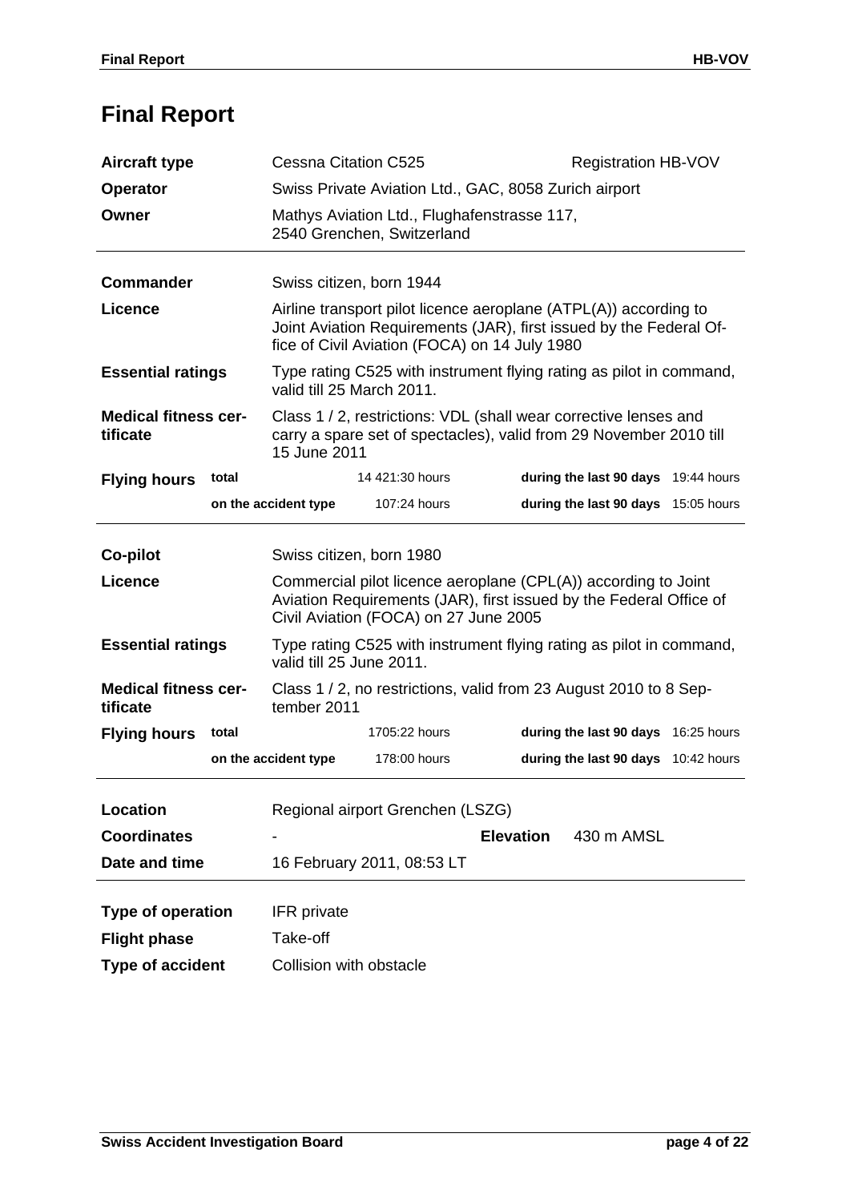# Final Report

| | | | | |
|---|---|---|---|---|
| **Aircraft type** | Cessna Citation C525 | | Registration HB-VOV | |
| **Operator** | Swiss Private Aviation Ltd., GAC, 8058 Zurich airport | | | |
| **Owner** | Mathys Aviation Ltd., Flughafenstrasse 117, 2540 Grenchen, Switzerland | | | |

| | | | | |
|---|---|---|---|---|
| **Commander** | Swiss citizen, born 1944 | | | |
| **Licence** | Airline transport pilot licence aeroplane (ATPL(A)) according to Joint Aviation Requirements (JAR), first issued by the Federal Office of Civil Aviation (FOCA) on 14 July 1980 | | | |
| **Essential ratings** | Type rating C525 with instrument flying rating as pilot in command, valid till 25 March 2011. | | | |
| **Medical fitness certificate** | Class 1 / 2, restrictions: VDL (shall wear corrective lenses and carry a spare set of spectacles), valid from 29 November 2010 till 15 June 2011 | | | |
| **Flying hours** total | | 14 421:30 hours | **during the last 90 days** | 19:44 hours |
| **on the accident type** | | 107:24 hours | **during the last 90 days** | 15:05 hours |

| | | | | |
|---|---|---|---|---|
| **Co-pilot** | Swiss citizen, born 1980 | | | |
| **Licence** | Commercial pilot licence aeroplane (CPL(A)) according to Joint Aviation Requirements (JAR), first issued by the Federal Office of Civil Aviation (FOCA) on 27 June 2005 | | | |
| **Essential ratings** | Type rating C525 with instrument flying rating as pilot in command, valid till 25 June 2011. | | | |
| **Medical fitness certificate** | Class 1 / 2, no restrictions, valid from 23 August 2010 to 8 September 2011 | | | |
| **Flying hours** total | | 1705:22 hours | **during the last 90 days** | 16:25 hours |
| **on the accident type** | | 178:00 hours | **during the last 90 days** | 10:42 hours |

| | | | |
|---|---|---|---|
| **Location** | Regional airport Grenchen (LSZG) | | |
| **Coordinates** | - | **Elevation** | 430 m AMSL |
| **Date and time** | 16 February 2011, 08:53 LT | | |

| | |
|---|---|
| **Type of operation** | IFR private |
| **Flight phase** | Take-off |
| **Type of accident** | Collision with obstacle |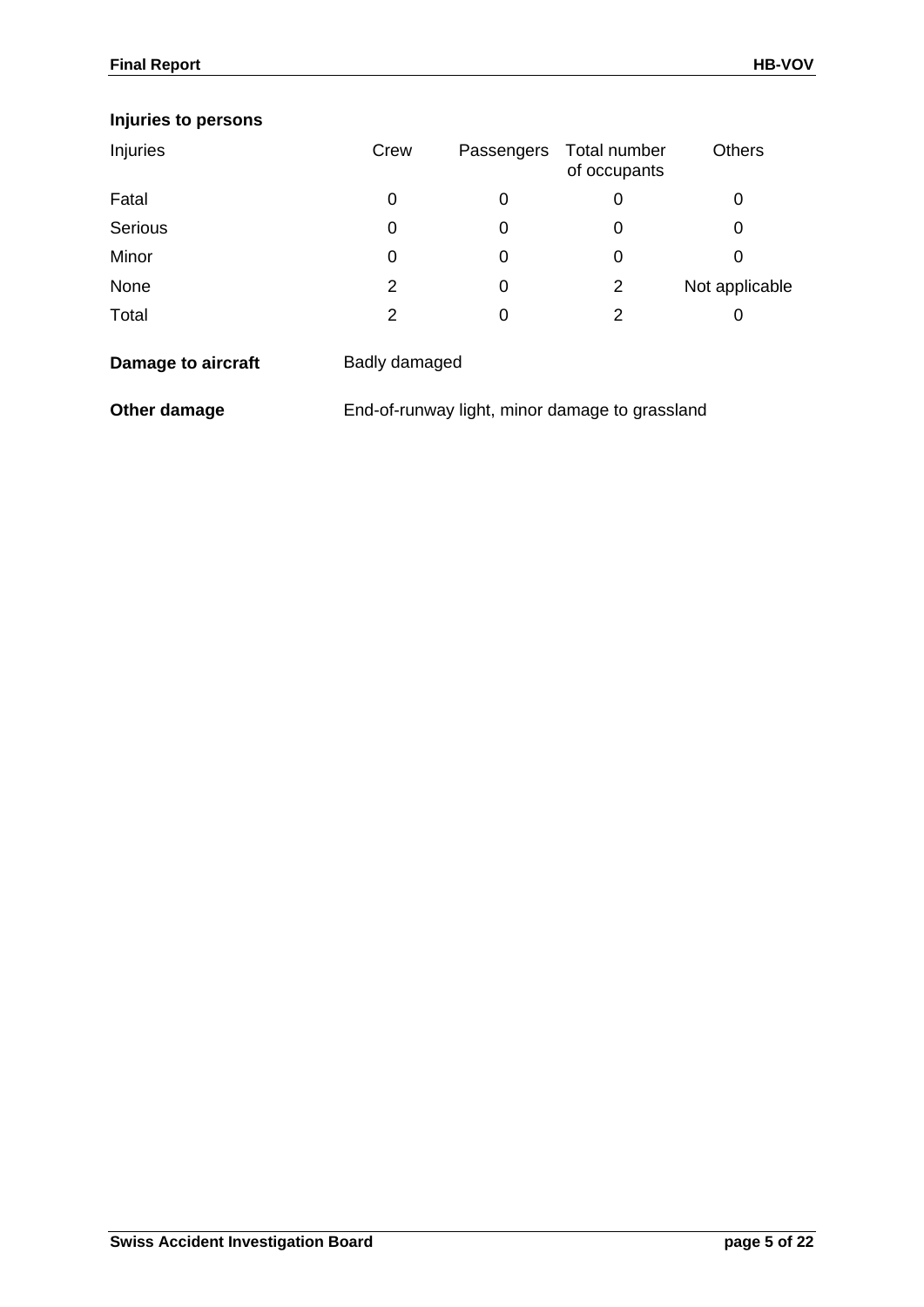**Injuries to persons**

| Injuries | Crew | Passengers | Total number of occupants | Others |
|---|---|---|---|---|
| Fatal | 0 | 0 | 0 | 0 |
| Serious | 0 | 0 | 0 | 0 |
| Minor | 0 | 0 | 0 | 0 |
| None | 2 | 0 | 2 | Not applicable |
| Total | 2 | 0 | 2 | 0 |

**Damage to aircraft** Badly damaged

**Other damage** End-of-runway light, minor damage to grassland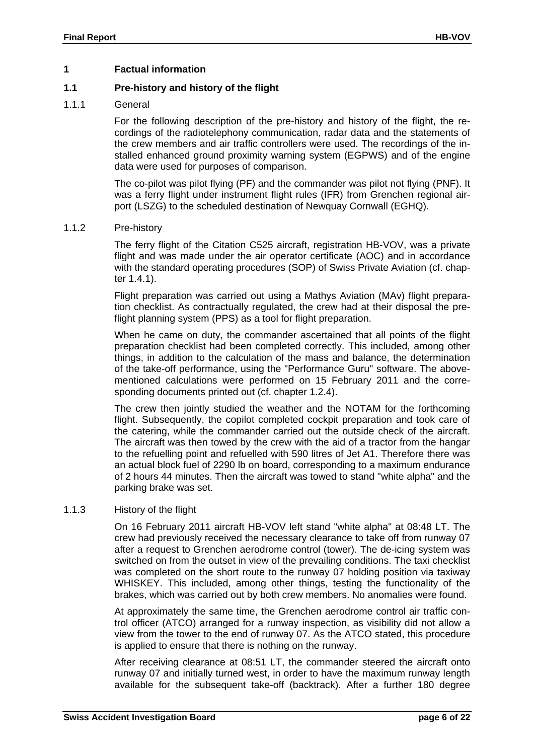# 1 Factual information

## 1.1 Pre-history and history of the flight

### 1.1.1 General

For the following description of the pre-history and history of the flight, the recordings of the radiotelephony communication, radar data and the statements of the crew members and air traffic controllers were used. The recordings of the installed enhanced ground proximity warning system (EGPWS) and of the engine data were used for purposes of comparison.

The co-pilot was pilot flying (PF) and the commander was pilot not flying (PNF). It was a ferry flight under instrument flight rules (IFR) from Grenchen regional airport (LSZG) to the scheduled destination of Newquay Cornwall (EGHQ).

### 1.1.2 Pre-history

The ferry flight of the Citation C525 aircraft, registration HB-VOV, was a private flight and was made under the air operator certificate (AOC) and in accordance with the standard operating procedures (SOP) of Swiss Private Aviation (cf. chapter 1.4.1).

Flight preparation was carried out using a Mathys Aviation (MAv) flight preparation checklist. As contractually regulated, the crew had at their disposal the pre-flight planning system (PPS) as a tool for flight preparation.

When he came on duty, the commander ascertained that all points of the flight preparation checklist had been completed correctly. This included, among other things, in addition to the calculation of the mass and balance, the determination of the take-off performance, using the "Performance Guru" software. The above-mentioned calculations were performed on 15 February 2011 and the corresponding documents printed out (cf. chapter 1.2.4).

The crew then jointly studied the weather and the NOTAM for the forthcoming flight. Subsequently, the copilot completed cockpit preparation and took care of the catering, while the commander carried out the outside check of the aircraft. The aircraft was then towed by the crew with the aid of a tractor from the hangar to the refuelling point and refuelled with 590 litres of Jet A1. Therefore there was an actual block fuel of 2290 lb on board, corresponding to a maximum endurance of 2 hours 44 minutes. Then the aircraft was towed to stand "white alpha" and the parking brake was set.

### 1.1.3 History of the flight

On 16 February 2011 aircraft HB-VOV left stand "white alpha" at 08:48 LT. The crew had previously received the necessary clearance to take off from runway 07 after a request to Grenchen aerodrome control (tower). The de-icing system was switched on from the outset in view of the prevailing conditions. The taxi checklist was completed on the short route to the runway 07 holding position via taxiway WHISKEY. This included, among other things, testing the functionality of the brakes, which was carried out by both crew members. No anomalies were found.

At approximately the same time, the Grenchen aerodrome control air traffic control officer (ATCO) arranged for a runway inspection, as visibility did not allow a view from the tower to the end of runway 07. As the ATCO stated, this procedure is applied to ensure that there is nothing on the runway.

After receiving clearance at 08:51 LT, the commander steered the aircraft onto runway 07 and initially turned west, in order to have the maximum runway length available for the subsequent take-off (backtrack). After a further 180 degree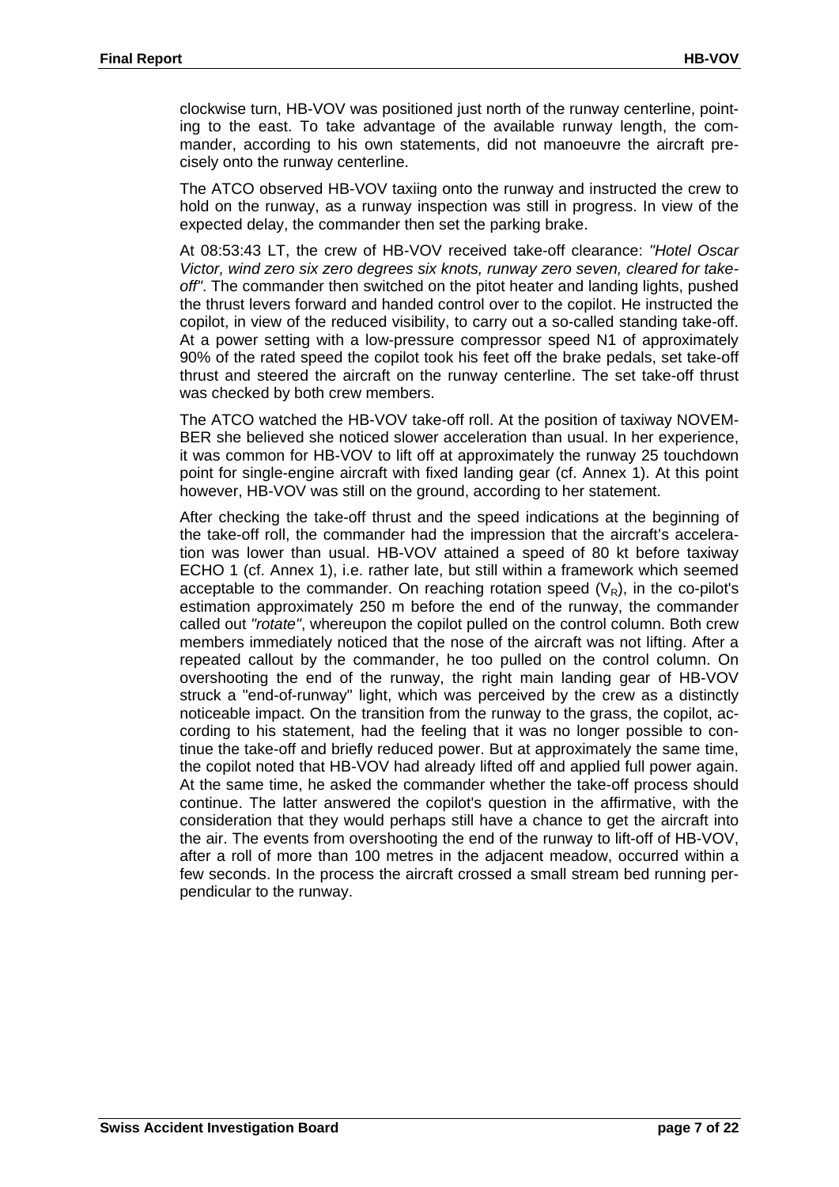clockwise turn, HB-VOV was positioned just north of the runway centerline, pointing to the east. To take advantage of the available runway length, the commander, according to his own statements, did not manoeuvre the aircraft precisely onto the runway centerline.

The ATCO observed HB-VOV taxiing onto the runway and instructed the crew to hold on the runway, as a runway inspection was still in progress. In view of the expected delay, the commander then set the parking brake.

At 08:53:43 LT, the crew of HB-VOV received take-off clearance: *"Hotel Oscar Victor, wind zero six zero degrees six knots, runway zero seven, cleared for take-off"*. The commander then switched on the pitot heater and landing lights, pushed the thrust levers forward and handed control over to the copilot. He instructed the copilot, in view of the reduced visibility, to carry out a so-called standing take-off. At a power setting with a low-pressure compressor speed N1 of approximately 90% of the rated speed the copilot took his feet off the brake pedals, set take-off thrust and steered the aircraft on the runway centerline. The set take-off thrust was checked by both crew members.

The ATCO watched the HB-VOV take-off roll. At the position of taxiway NOVEMBER she believed she noticed slower acceleration than usual. In her experience, it was common for HB-VOV to lift off at approximately the runway 25 touchdown point for single-engine aircraft with fixed landing gear (cf. Annex 1). At this point however, HB-VOV was still on the ground, according to her statement.

After checking the take-off thrust and the speed indications at the beginning of the take-off roll, the commander had the impression that the aircraft's acceleration was lower than usual. HB-VOV attained a speed of 80 kt before taxiway ECHO 1 (cf. Annex 1), i.e. rather late, but still within a framework which seemed acceptable to the commander. On reaching rotation speed ($V_R$), in the co-pilot's estimation approximately 250 m before the end of the runway, the commander called out *"rotate"*, whereupon the copilot pulled on the control column. Both crew members immediately noticed that the nose of the aircraft was not lifting. After a repeated callout by the commander, he too pulled on the control column. On overshooting the end of the runway, the right main landing gear of HB-VOV struck a "end-of-runway" light, which was perceived by the crew as a distinctly noticeable impact. On the transition from the runway to the grass, the copilot, according to his statement, had the feeling that it was no longer possible to continue the take-off and briefly reduced power. But at approximately the same time, the copilot noted that HB-VOV had already lifted off and applied full power again. At the same time, he asked the commander whether the take-off process should continue. The latter answered the copilot's question in the affirmative, with the consideration that they would perhaps still have a chance to get the aircraft into the air. The events from overshooting the end of the runway to lift-off of HB-VOV, after a roll of more than 100 metres in the adjacent meadow, occurred within a few seconds. In the process the aircraft crossed a small stream bed running perpendicular to the runway.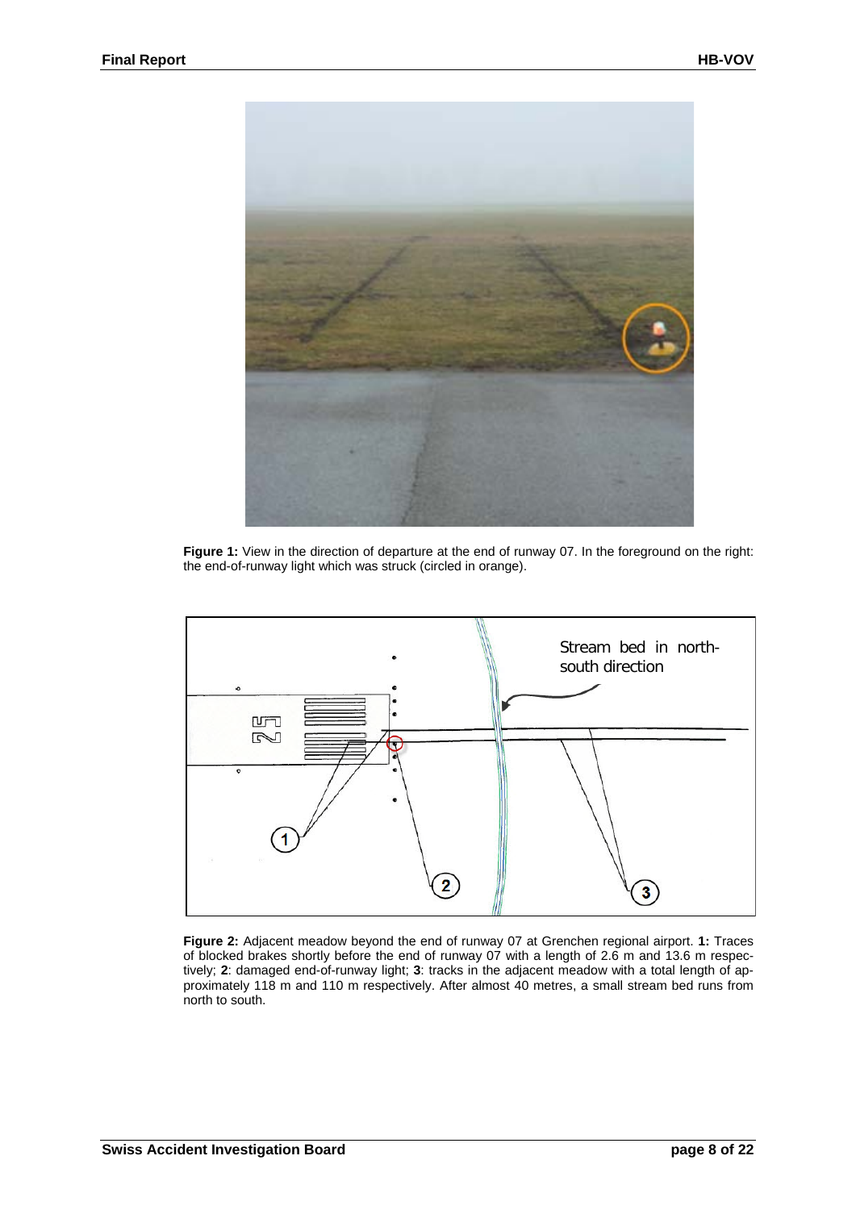**Figure 1:** View in the direction of departure at the end of runway 07. In the foreground on the right: the end-of-runway light which was struck (circled in orange).

**Figure 2:** Adjacent meadow beyond the end of runway 07 at Grenchen regional airport. **1:** Traces of blocked brakes shortly before the end of runway 07 with a length of 2.6 m and 13.6 m respectively; **2**: damaged end-of-runway light; **3**: tracks in the adjacent meadow with a total length of approximately 118 m and 110 m respectively. After almost 40 metres, a small stream bed runs from north to south.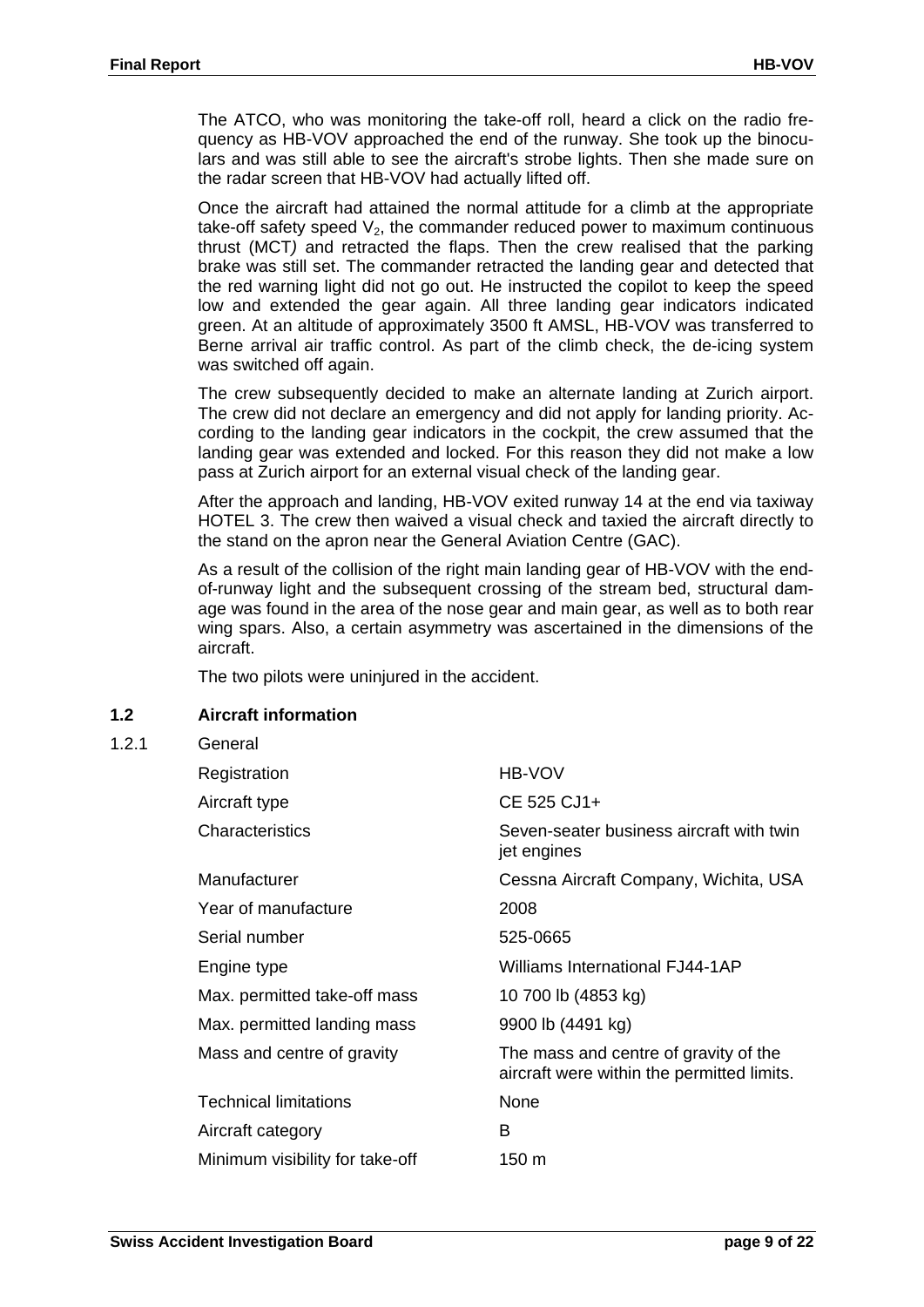The ATCO, who was monitoring the take-off roll, heard a click on the radio frequency as HB-VOV approached the end of the runway. She took up the binoculars and was still able to see the aircraft's strobe lights. Then she made sure on the radar screen that HB-VOV had actually lifted off.

Once the aircraft had attained the normal attitude for a climb at the appropriate take-off safety speed $V_2$, the commander reduced power to maximum continuous thrust (MCT*)* and retracted the flaps. Then the crew realised that the parking brake was still set. The commander retracted the landing gear and detected that the red warning light did not go out. He instructed the copilot to keep the speed low and extended the gear again. All three landing gear indicators indicated green. At an altitude of approximately 3500 ft AMSL, HB-VOV was transferred to Berne arrival air traffic control. As part of the climb check, the de-icing system was switched off again.

The crew subsequently decided to make an alternate landing at Zurich airport. The crew did not declare an emergency and did not apply for landing priority. According to the landing gear indicators in the cockpit, the crew assumed that the landing gear was extended and locked. For this reason they did not make a low pass at Zurich airport for an external visual check of the landing gear.

After the approach and landing, HB-VOV exited runway 14 at the end via taxiway HOTEL 3. The crew then waived a visual check and taxied the aircraft directly to the stand on the apron near the General Aviation Centre (GAC).

As a result of the collision of the right main landing gear of HB-VOV with the end-of-runway light and the subsequent crossing of the stream bed, structural damage was found in the area of the nose gear and main gear, as well as to both rear wing spars. Also, a certain asymmetry was ascertained in the dimensions of the aircraft.

The two pilots were uninjured in the accident.

## 1.2 Aircraft information

### 1.2.1 General

| | |
|---|---|
| Registration | HB-VOV |
| Aircraft type | CE 525 CJ1+ |
| Characteristics | Seven-seater business aircraft with twin jet engines |
| Manufacturer | Cessna Aircraft Company, Wichita, USA |
| Year of manufacture | 2008 |
| Serial number | 525-0665 |
| Engine type | Williams International FJ44-1AP |
| Max. permitted take-off mass | 10 700 lb (4853 kg) |
| Max. permitted landing mass | 9900 lb (4491 kg) |
| Mass and centre of gravity | The mass and centre of gravity of the aircraft were within the permitted limits. |
| Technical limitations | None |
| Aircraft category | B |
| Minimum visibility for take-off | 150 m |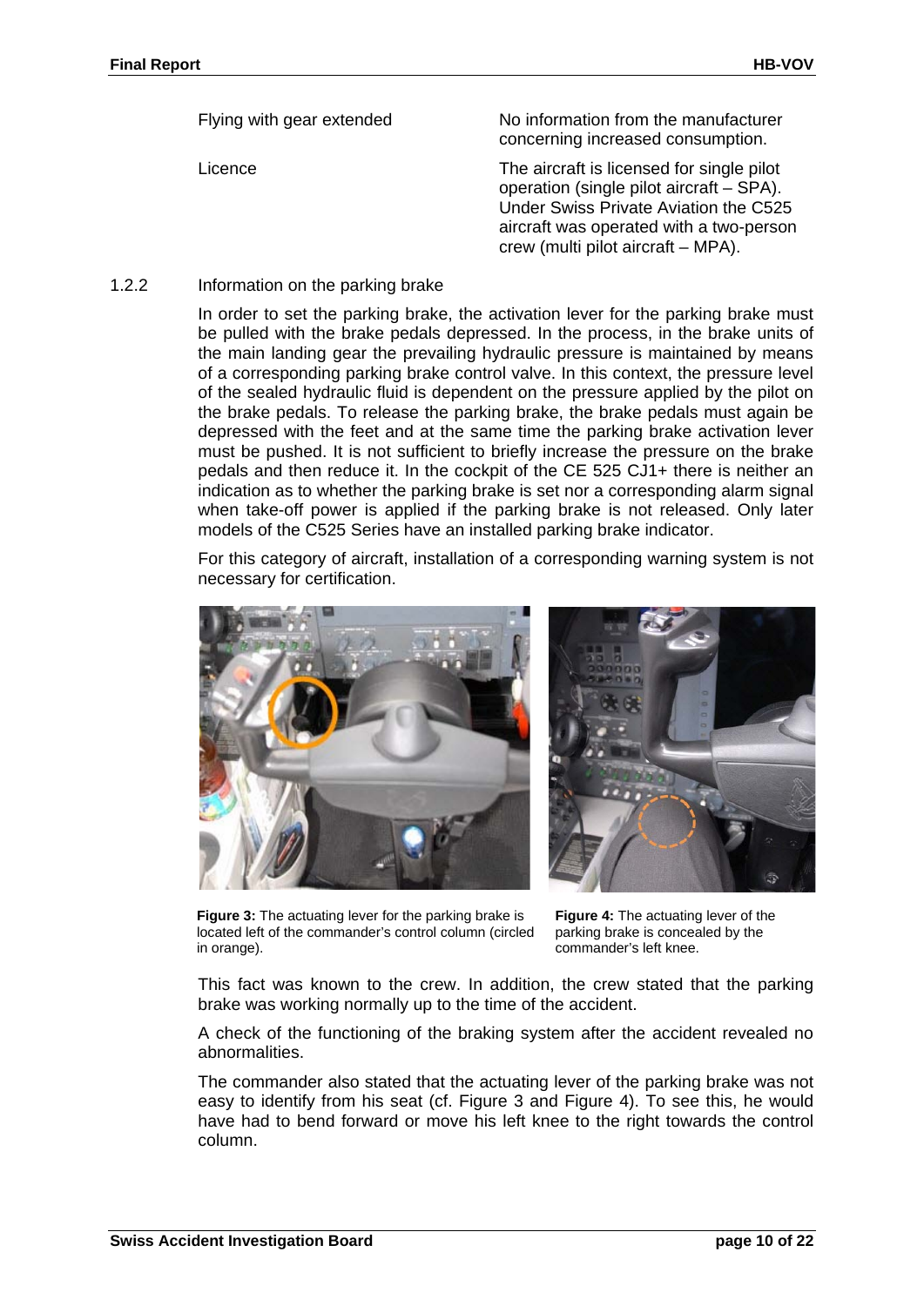| | |
|---|---|
| Flying with gear extended | No information from the manufacturer concerning increased consumption. |
| Licence | The aircraft is licensed for single pilot operation (single pilot aircraft – SPA). Under Swiss Private Aviation the C525 aircraft was operated with a two-person crew (multi pilot aircraft – MPA). |

### 1.2.2 Information on the parking brake

In order to set the parking brake, the activation lever for the parking brake must be pulled with the brake pedals depressed. In the process, in the brake units of the main landing gear the prevailing hydraulic pressure is maintained by means of a corresponding parking brake control valve. In this context, the pressure level of the sealed hydraulic fluid is dependent on the pressure applied by the pilot on the brake pedals. To release the parking brake, the brake pedals must again be depressed with the feet and at the same time the parking brake activation lever must be pushed. It is not sufficient to briefly increase the pressure on the brake pedals and then reduce it. In the cockpit of the CE 525 CJ1+ there is neither an indication as to whether the parking brake is set nor a corresponding alarm signal when take-off power is applied if the parking brake is not released. Only later models of the C525 Series have an installed parking brake indicator.

For this category of aircraft, installation of a corresponding warning system is not necessary for certification.

**Figure 3:** The actuating lever for the parking brake is located left of the commander's control column (circled in orange).

**Figure 4:** The actuating lever of the parking brake is concealed by the commander's left knee.

This fact was known to the crew. In addition, the crew stated that the parking brake was working normally up to the time of the accident.

A check of the functioning of the braking system after the accident revealed no abnormalities.

The commander also stated that the actuating lever of the parking brake was not easy to identify from his seat (cf. Figure 3 and Figure 4). To see this, he would have had to bend forward or move his left knee to the right towards the control column.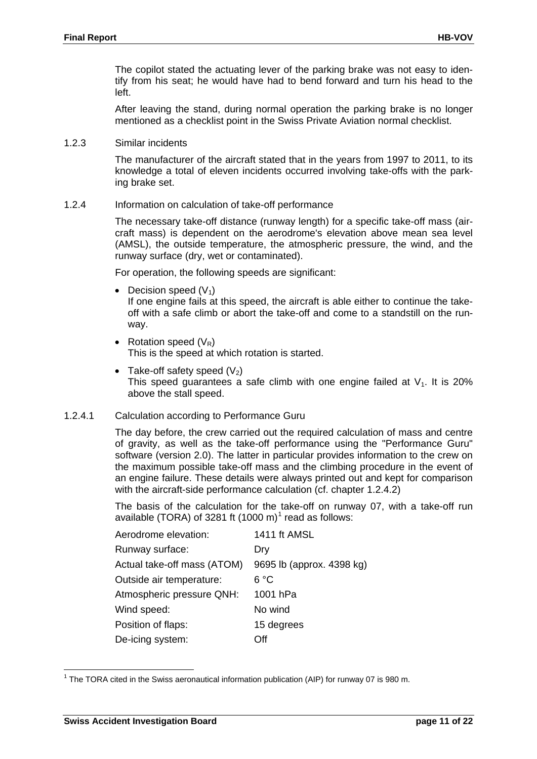The copilot stated the actuating lever of the parking brake was not easy to identify from his seat; he would have had to bend forward and turn his head to the left.

After leaving the stand, during normal operation the parking brake is no longer mentioned as a checklist point in the Swiss Private Aviation normal checklist.

### 1.2.3 Similar incidents

The manufacturer of the aircraft stated that in the years from 1997 to 2011, to its knowledge a total of eleven incidents occurred involving take-offs with the parking brake set.

### 1.2.4 Information on calculation of take-off performance

The necessary take-off distance (runway length) for a specific take-off mass (aircraft mass) is dependent on the aerodrome's elevation above mean sea level (AMSL), the outside temperature, the atmospheric pressure, the wind, and the runway surface (dry, wet or contaminated).

For operation, the following speeds are significant:

- Decision speed ($V_1$)
  If one engine fails at this speed, the aircraft is able either to continue the take-off with a safe climb or abort the take-off and come to a standstill on the runway.
- Rotation speed ($V_R$)
  This is the speed at which rotation is started.
- Take-off safety speed ($V_2$)
  This speed guarantees a safe climb with one engine failed at $V_1$. It is 20% above the stall speed.

#### 1.2.4.1 Calculation according to Performance Guru

The day before, the crew carried out the required calculation of mass and centre of gravity, as well as the take-off performance using the "Performance Guru" software (version 2.0). The latter in particular provides information to the crew on the maximum possible take-off mass and the climbing procedure in the event of an engine failure. These details were always printed out and kept for comparison with the aircraft-side performance calculation (cf. chapter 1.2.4.2)

The basis of the calculation for the take-off on runway 07, with a take-off run available (TORA) of 3281 ft (1000 m)[1] read as follows:

| | |
|---|---|
| Aerodrome elevation: | 1411 ft AMSL |
| Runway surface: | Dry |
| Actual take-off mass (ATOM) | 9695 lb (approx. 4398 kg) |
| Outside air temperature: | 6 °C |
| Atmospheric pressure QNH: | 1001 hPa |
| Wind speed: | No wind |
| Position of flaps: | 15 degrees |
| De-icing system: | Off |

[1] The TORA cited in the Swiss aeronautical information publication (AIP) for runway 07 is 980 m.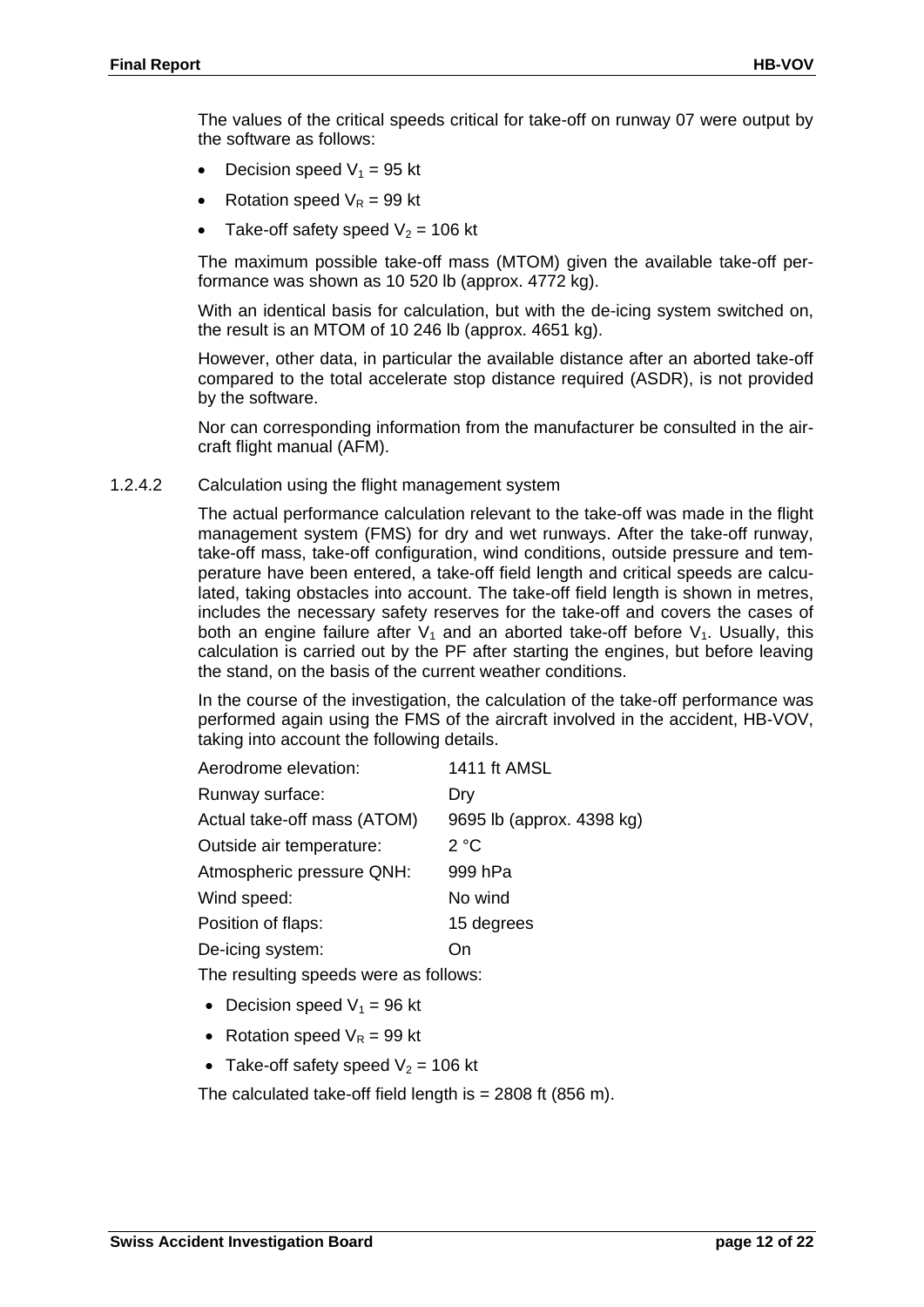The values of the critical speeds critical for take-off on runway 07 were output by the software as follows:

- Decision speed $V_1$ = 95 kt
- Rotation speed $V_R$ = 99 kt
- Take-off safety speed $V_2$ = 106 kt

The maximum possible take-off mass (MTOM) given the available take-off performance was shown as 10 520 lb (approx. 4772 kg).

With an identical basis for calculation, but with the de-icing system switched on, the result is an MTOM of 10 246 lb (approx. 4651 kg).

However, other data, in particular the available distance after an aborted take-off compared to the total accelerate stop distance required (ASDR), is not provided by the software.

Nor can corresponding information from the manufacturer be consulted in the aircraft flight manual (AFM).

#### 1.2.4.2 Calculation using the flight management system

The actual performance calculation relevant to the take-off was made in the flight management system (FMS) for dry and wet runways. After the take-off runway, take-off mass, take-off configuration, wind conditions, outside pressure and temperature have been entered, a take-off field length and critical speeds are calculated, taking obstacles into account. The take-off field length is shown in metres, includes the necessary safety reserves for the take-off and covers the cases of both an engine failure after $V_1$ and an aborted take-off before $V_1$. Usually, this calculation is carried out by the PF after starting the engines, but before leaving the stand, on the basis of the current weather conditions.

In the course of the investigation, the calculation of the take-off performance was performed again using the FMS of the aircraft involved in the accident, HB-VOV, taking into account the following details.

| | |
|---|---|
| Aerodrome elevation: | 1411 ft AMSL |
| Runway surface: | Dry |
| Actual take-off mass (ATOM) | 9695 lb (approx. 4398 kg) |
| Outside air temperature: | 2 °C |
| Atmospheric pressure QNH: | 999 hPa |
| Wind speed: | No wind |
| Position of flaps: | 15 degrees |
| De-icing system: | On |

The resulting speeds were as follows:

- Decision speed $V_1$ = 96 kt
- Rotation speed $V_R$ = 99 kt
- Take-off safety speed $V_2$ = 106 kt

The calculated take-off field length is = 2808 ft (856 m).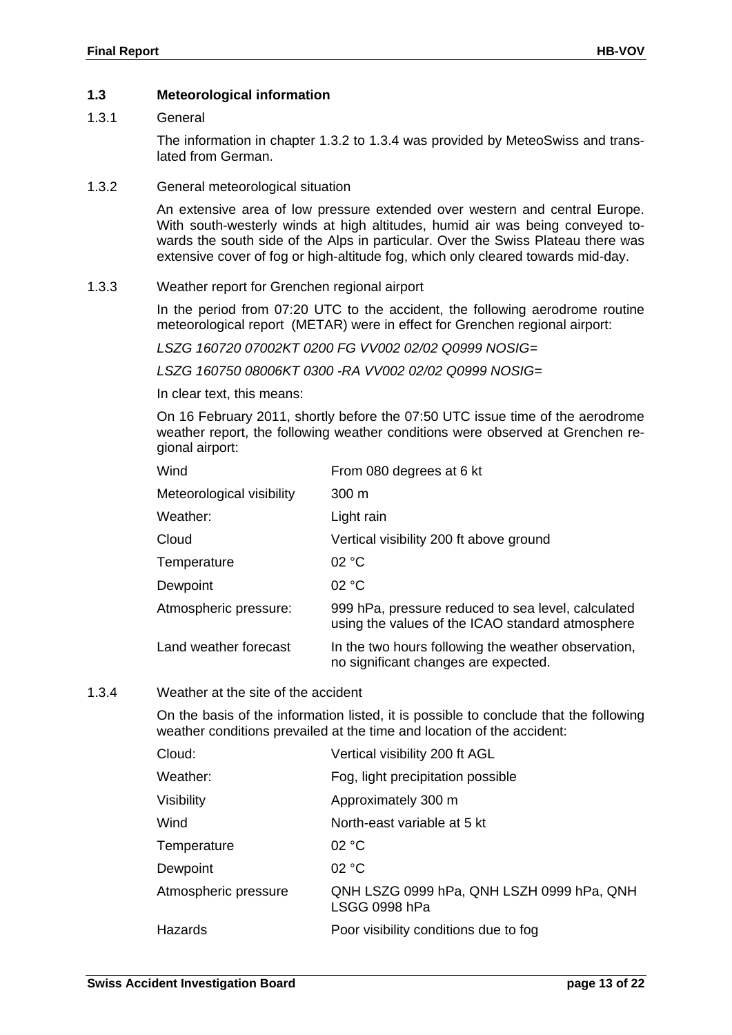## 1.3 Meteorological information

### 1.3.1 General

The information in chapter 1.3.2 to 1.3.4 was provided by MeteoSwiss and translated from German.

### 1.3.2 General meteorological situation

An extensive area of low pressure extended over western and central Europe. With south-westerly winds at high altitudes, humid air was being conveyed towards the south side of the Alps in particular. Over the Swiss Plateau there was extensive cover of fog or high-altitude fog, which only cleared towards mid-day.

### 1.3.3 Weather report for Grenchen regional airport

In the period from 07:20 UTC to the accident, the following aerodrome routine meteorological report (METAR) were in effect for Grenchen regional airport:

*LSZG 160720 07002KT 0200 FG VV002 02/02 Q0999 NOSIG=*

*LSZG 160750 08006KT 0300 -RA VV002 02/02 Q0999 NOSIG=*

In clear text, this means:

On 16 February 2011, shortly before the 07:50 UTC issue time of the aerodrome weather report, the following weather conditions were observed at Grenchen regional airport:

| | |
|---|---|
| Wind | From 080 degrees at 6 kt |
| Meteorological visibility | 300 m |
| Weather: | Light rain |
| Cloud | Vertical visibility 200 ft above ground |
| Temperature | 02 °C |
| Dewpoint | 02 °C |
| Atmospheric pressure: | 999 hPa, pressure reduced to sea level, calculated using the values of the ICAO standard atmosphere |
| Land weather forecast | In the two hours following the weather observation, no significant changes are expected. |

### 1.3.4 Weather at the site of the accident

On the basis of the information listed, it is possible to conclude that the following weather conditions prevailed at the time and location of the accident:

| | |
|---|---|
| Cloud: | Vertical visibility 200 ft AGL |
| Weather: | Fog, light precipitation possible |
| Visibility | Approximately 300 m |
| Wind | North-east variable at 5 kt |
| Temperature | 02 °C |
| Dewpoint | 02 °C |
| Atmospheric pressure | QNH LSZG 0999 hPa, QNH LSZH 0999 hPa, QNH LSGG 0998 hPa |
| Hazards | Poor visibility conditions due to fog |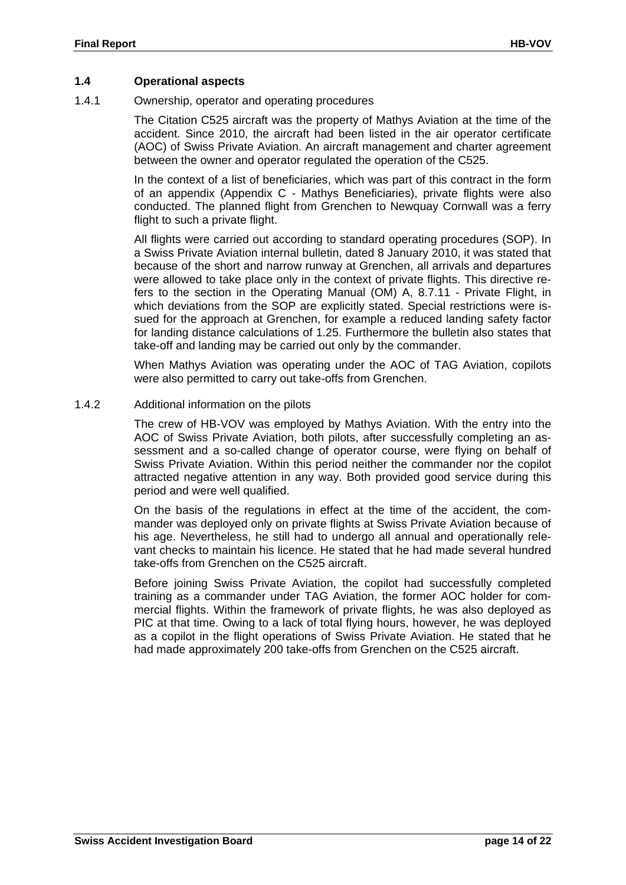## 1.4 Operational aspects

### 1.4.1 Ownership, operator and operating procedures

The Citation C525 aircraft was the property of Mathys Aviation at the time of the accident. Since 2010, the aircraft had been listed in the air operator certificate (AOC) of Swiss Private Aviation. An aircraft management and charter agreement between the owner and operator regulated the operation of the C525.

In the context of a list of beneficiaries, which was part of this contract in the form of an appendix (Appendix C - Mathys Beneficiaries), private flights were also conducted. The planned flight from Grenchen to Newquay Cornwall was a ferry flight to such a private flight.

All flights were carried out according to standard operating procedures (SOP). In a Swiss Private Aviation internal bulletin, dated 8 January 2010, it was stated that because of the short and narrow runway at Grenchen, all arrivals and departures were allowed to take place only in the context of private flights. This directive refers to the section in the Operating Manual (OM) A, 8.7.11 - Private Flight, in which deviations from the SOP are explicitly stated. Special restrictions were issued for the approach at Grenchen, for example a reduced landing safety factor for landing distance calculations of 1.25. Furthermore the bulletin also states that take-off and landing may be carried out only by the commander.

When Mathys Aviation was operating under the AOC of TAG Aviation, copilots were also permitted to carry out take-offs from Grenchen.

### 1.4.2 Additional information on the pilots

The crew of HB-VOV was employed by Mathys Aviation. With the entry into the AOC of Swiss Private Aviation, both pilots, after successfully completing an assessment and a so-called change of operator course, were flying on behalf of Swiss Private Aviation. Within this period neither the commander nor the copilot attracted negative attention in any way. Both provided good service during this period and were well qualified.

On the basis of the regulations in effect at the time of the accident, the commander was deployed only on private flights at Swiss Private Aviation because of his age. Nevertheless, he still had to undergo all annual and operationally relevant checks to maintain his licence. He stated that he had made several hundred take-offs from Grenchen on the C525 aircraft.

Before joining Swiss Private Aviation, the copilot had successfully completed training as a commander under TAG Aviation, the former AOC holder for commercial flights. Within the framework of private flights, he was also deployed as PIC at that time. Owing to a lack of total flying hours, however, he was deployed as a copilot in the flight operations of Swiss Private Aviation. He stated that he had made approximately 200 take-offs from Grenchen on the C525 aircraft.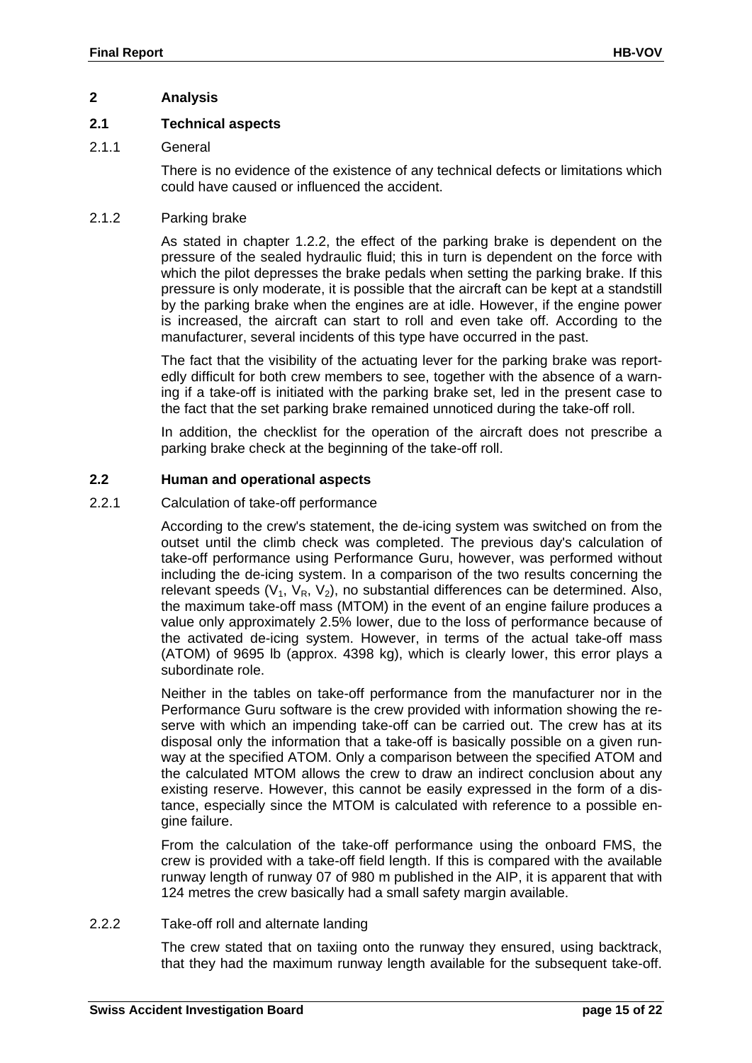## 2 Analysis

### 2.1 Technical aspects

#### 2.1.1 General

There is no evidence of the existence of any technical defects or limitations which could have caused or influenced the accident.

#### 2.1.2 Parking brake

As stated in chapter 1.2.2, the effect of the parking brake is dependent on the pressure of the sealed hydraulic fluid; this in turn is dependent on the force with which the pilot depresses the brake pedals when setting the parking brake. If this pressure is only moderate, it is possible that the aircraft can be kept at a standstill by the parking brake when the engines are at idle. However, if the engine power is increased, the aircraft can start to roll and even take off. According to the manufacturer, several incidents of this type have occurred in the past.

The fact that the visibility of the actuating lever for the parking brake was reportedly difficult for both crew members to see, together with the absence of a warning if a take-off is initiated with the parking brake set, led in the present case to the fact that the set parking brake remained unnoticed during the take-off roll.

In addition, the checklist for the operation of the aircraft does not prescribe a parking brake check at the beginning of the take-off roll.

### 2.2 Human and operational aspects

#### 2.2.1 Calculation of take-off performance

According to the crew's statement, the de-icing system was switched on from the outset until the climb check was completed. The previous day's calculation of take-off performance using Performance Guru, however, was performed without including the de-icing system. In a comparison of the two results concerning the relevant speeds ($V_1$, $V_R$, $V_2$), no substantial differences can be determined. Also, the maximum take-off mass (MTOM) in the event of an engine failure produces a value only approximately 2.5% lower, due to the loss of performance because of the activated de-icing system. However, in terms of the actual take-off mass (ATOM) of 9695 lb (approx. 4398 kg), which is clearly lower, this error plays a subordinate role.

Neither in the tables on take-off performance from the manufacturer nor in the Performance Guru software is the crew provided with information showing the reserve with which an impending take-off can be carried out. The crew has at its disposal only the information that a take-off is basically possible on a given runway at the specified ATOM. Only a comparison between the specified ATOM and the calculated MTOM allows the crew to draw an indirect conclusion about any existing reserve. However, this cannot be easily expressed in the form of a distance, especially since the MTOM is calculated with reference to a possible engine failure.

From the calculation of the take-off performance using the onboard FMS, the crew is provided with a take-off field length. If this is compared with the available runway length of runway 07 of 980 m published in the AIP, it is apparent that with 124 metres the crew basically had a small safety margin available.

#### 2.2.2 Take-off roll and alternate landing

The crew stated that on taxiing onto the runway they ensured, using backtrack, that they had the maximum runway length available for the subsequent take-off.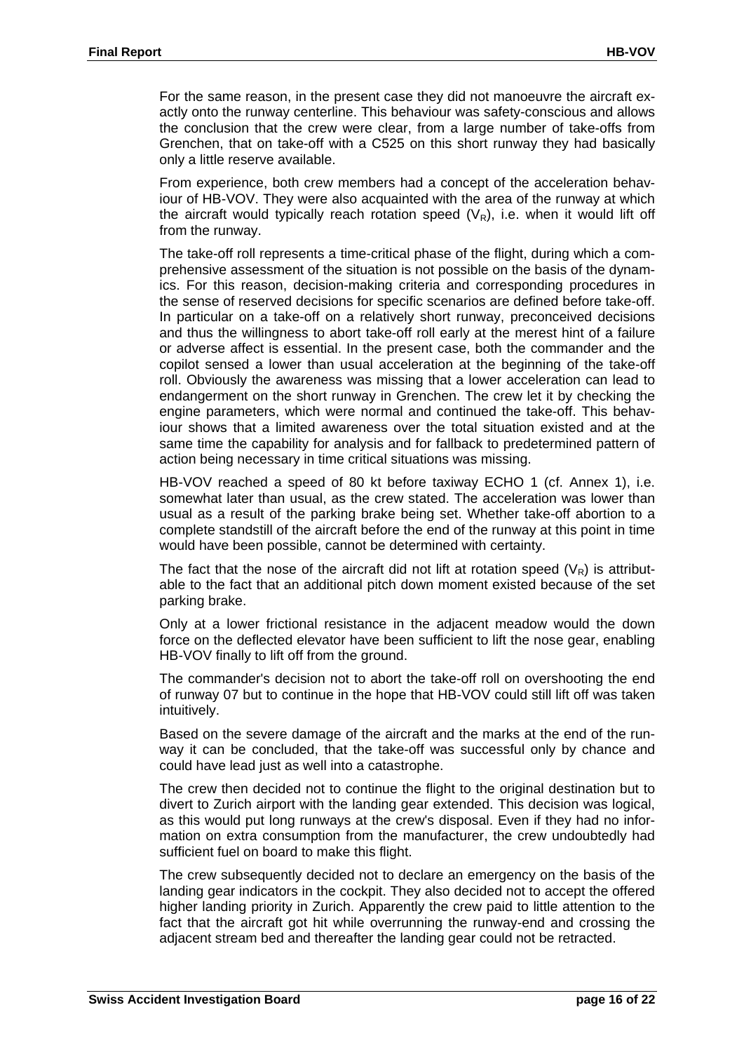For the same reason, in the present case they did not manoeuvre the aircraft exactly onto the runway centerline. This behaviour was safety-conscious and allows the conclusion that the crew were clear, from a large number of take-offs from Grenchen, that on take-off with a C525 on this short runway they had basically only a little reserve available.

From experience, both crew members had a concept of the acceleration behaviour of HB-VOV. They were also acquainted with the area of the runway at which the aircraft would typically reach rotation speed ($V_R$), i.e. when it would lift off from the runway.

The take-off roll represents a time-critical phase of the flight, during which a comprehensive assessment of the situation is not possible on the basis of the dynamics. For this reason, decision-making criteria and corresponding procedures in the sense of reserved decisions for specific scenarios are defined before take-off. In particular on a take-off on a relatively short runway, preconceived decisions and thus the willingness to abort take-off roll early at the merest hint of a failure or adverse affect is essential. In the present case, both the commander and the copilot sensed a lower than usual acceleration at the beginning of the take-off roll. Obviously the awareness was missing that a lower acceleration can lead to endangerment on the short runway in Grenchen. The crew let it by checking the engine parameters, which were normal and continued the take-off. This behaviour shows that a limited awareness over the total situation existed and at the same time the capability for analysis and for fallback to predetermined pattern of action being necessary in time critical situations was missing.

HB-VOV reached a speed of 80 kt before taxiway ECHO 1 (cf. Annex 1), i.e. somewhat later than usual, as the crew stated. The acceleration was lower than usual as a result of the parking brake being set. Whether take-off abortion to a complete standstill of the aircraft before the end of the runway at this point in time would have been possible, cannot be determined with certainty.

The fact that the nose of the aircraft did not lift at rotation speed ($V_R$) is attributable to the fact that an additional pitch down moment existed because of the set parking brake.

Only at a lower frictional resistance in the adjacent meadow would the down force on the deflected elevator have been sufficient to lift the nose gear, enabling HB-VOV finally to lift off from the ground.

The commander's decision not to abort the take-off roll on overshooting the end of runway 07 but to continue in the hope that HB-VOV could still lift off was taken intuitively.

Based on the severe damage of the aircraft and the marks at the end of the runway it can be concluded, that the take-off was successful only by chance and could have lead just as well into a catastrophe.

The crew then decided not to continue the flight to the original destination but to divert to Zurich airport with the landing gear extended. This decision was logical, as this would put long runways at the crew's disposal. Even if they had no information on extra consumption from the manufacturer, the crew undoubtedly had sufficient fuel on board to make this flight.

The crew subsequently decided not to declare an emergency on the basis of the landing gear indicators in the cockpit. They also decided not to accept the offered higher landing priority in Zurich. Apparently the crew paid to little attention to the fact that the aircraft got hit while overrunning the runway-end and crossing the adjacent stream bed and thereafter the landing gear could not be retracted.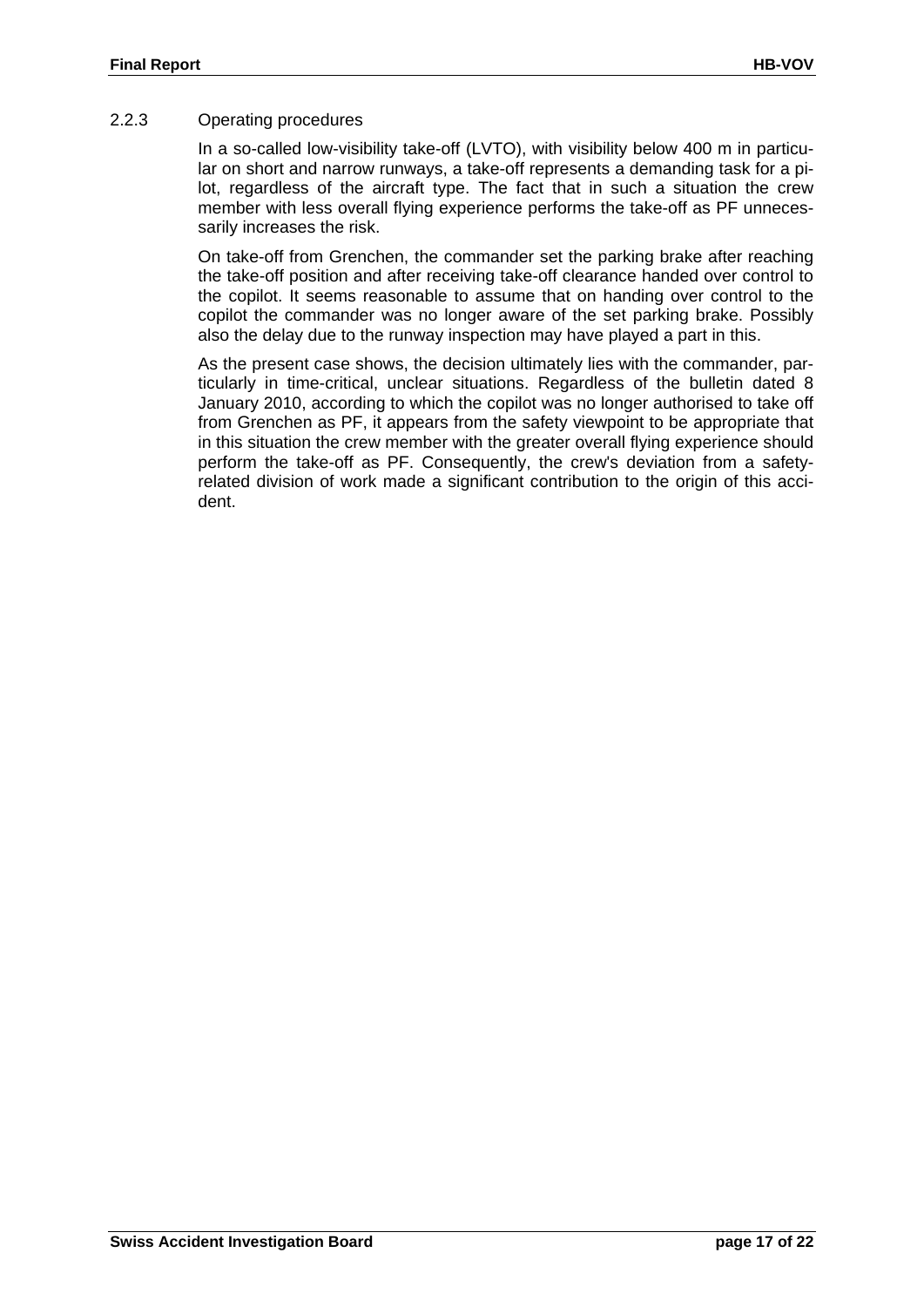### 2.2.3 Operating procedures

In a so-called low-visibility take-off (LVTO), with visibility below 400 m in particular on short and narrow runways, a take-off represents a demanding task for a pilot, regardless of the aircraft type. The fact that in such a situation the crew member with less overall flying experience performs the take-off as PF unnecessarily increases the risk.

On take-off from Grenchen, the commander set the parking brake after reaching the take-off position and after receiving take-off clearance handed over control to the copilot. It seems reasonable to assume that on handing over control to the copilot the commander was no longer aware of the set parking brake. Possibly also the delay due to the runway inspection may have played a part in this.

As the present case shows, the decision ultimately lies with the commander, particularly in time-critical, unclear situations. Regardless of the bulletin dated 8 January 2010, according to which the copilot was no longer authorised to take off from Grenchen as PF, it appears from the safety viewpoint to be appropriate that in this situation the crew member with the greater overall flying experience should perform the take-off as PF. Consequently, the crew's deviation from a safety-related division of work made a significant contribution to the origin of this accident.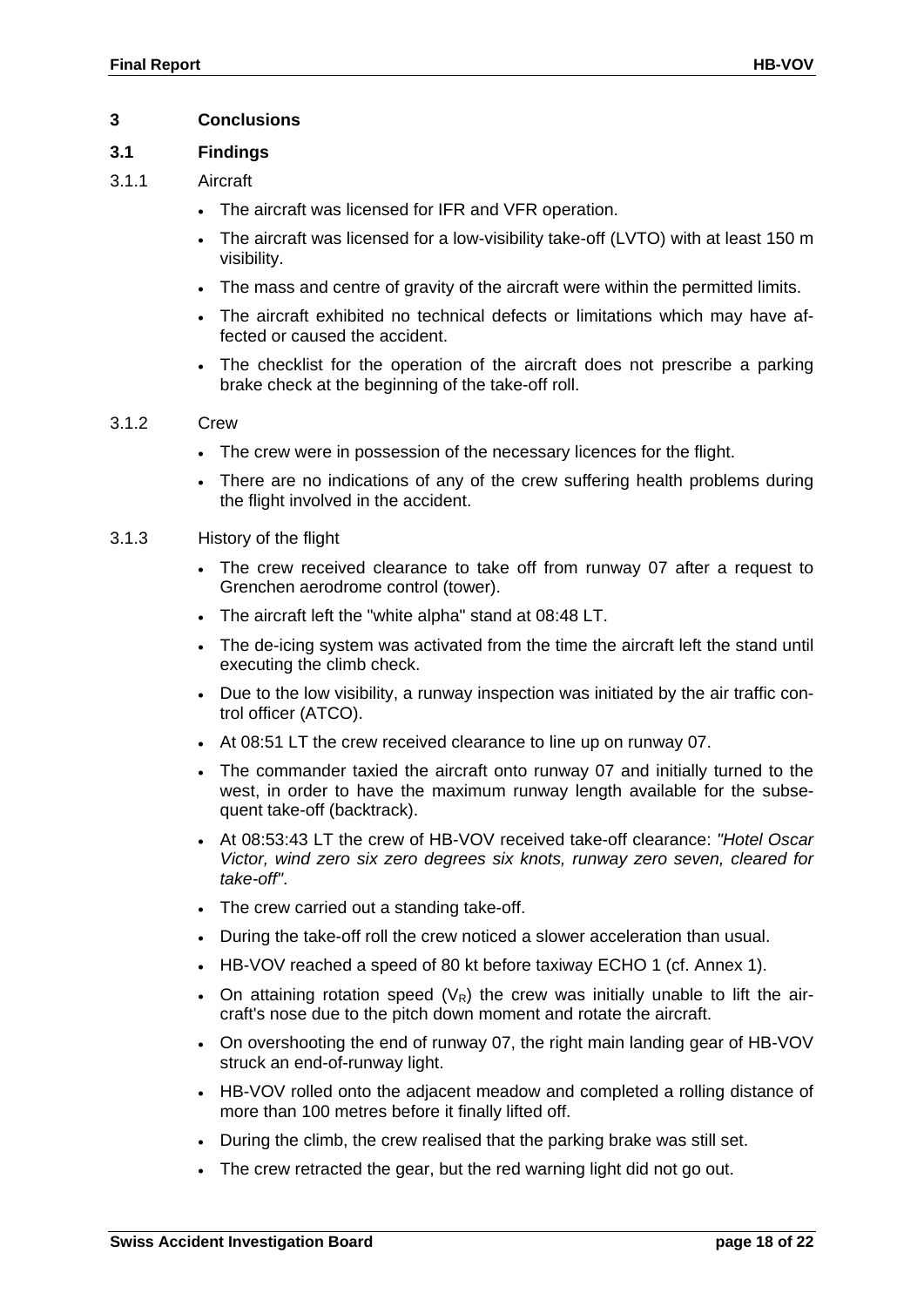# 3 Conclusions

## 3.1 Findings

### 3.1.1 Aircraft

- The aircraft was licensed for IFR and VFR operation.
- The aircraft was licensed for a low-visibility take-off (LVTO) with at least 150 m visibility.
- The mass and centre of gravity of the aircraft were within the permitted limits.
- The aircraft exhibited no technical defects or limitations which may have affected or caused the accident.
- The checklist for the operation of the aircraft does not prescribe a parking brake check at the beginning of the take-off roll.

### 3.1.2 Crew

- The crew were in possession of the necessary licences for the flight.
- There are no indications of any of the crew suffering health problems during the flight involved in the accident.

### 3.1.3 History of the flight

- The crew received clearance to take off from runway 07 after a request to Grenchen aerodrome control (tower).
- The aircraft left the "white alpha" stand at 08:48 LT.
- The de-icing system was activated from the time the aircraft left the stand until executing the climb check.
- Due to the low visibility, a runway inspection was initiated by the air traffic control officer (ATCO).
- At 08:51 LT the crew received clearance to line up on runway 07.
- The commander taxied the aircraft onto runway 07 and initially turned to the west, in order to have the maximum runway length available for the subsequent take-off (backtrack).
- At 08:53:43 LT the crew of HB-VOV received take-off clearance: *"Hotel Oscar Victor, wind zero six zero degrees six knots, runway zero seven, cleared for take-off"*.
- The crew carried out a standing take-off.
- During the take-off roll the crew noticed a slower acceleration than usual.
- HB-VOV reached a speed of 80 kt before taxiway ECHO 1 (cf. Annex 1).
- On attaining rotation speed ($V_R$) the crew was initially unable to lift the aircraft's nose due to the pitch down moment and rotate the aircraft.
- On overshooting the end of runway 07, the right main landing gear of HB-VOV struck an end-of-runway light.
- HB-VOV rolled onto the adjacent meadow and completed a rolling distance of more than 100 metres before it finally lifted off.
- During the climb, the crew realised that the parking brake was still set.
- The crew retracted the gear, but the red warning light did not go out.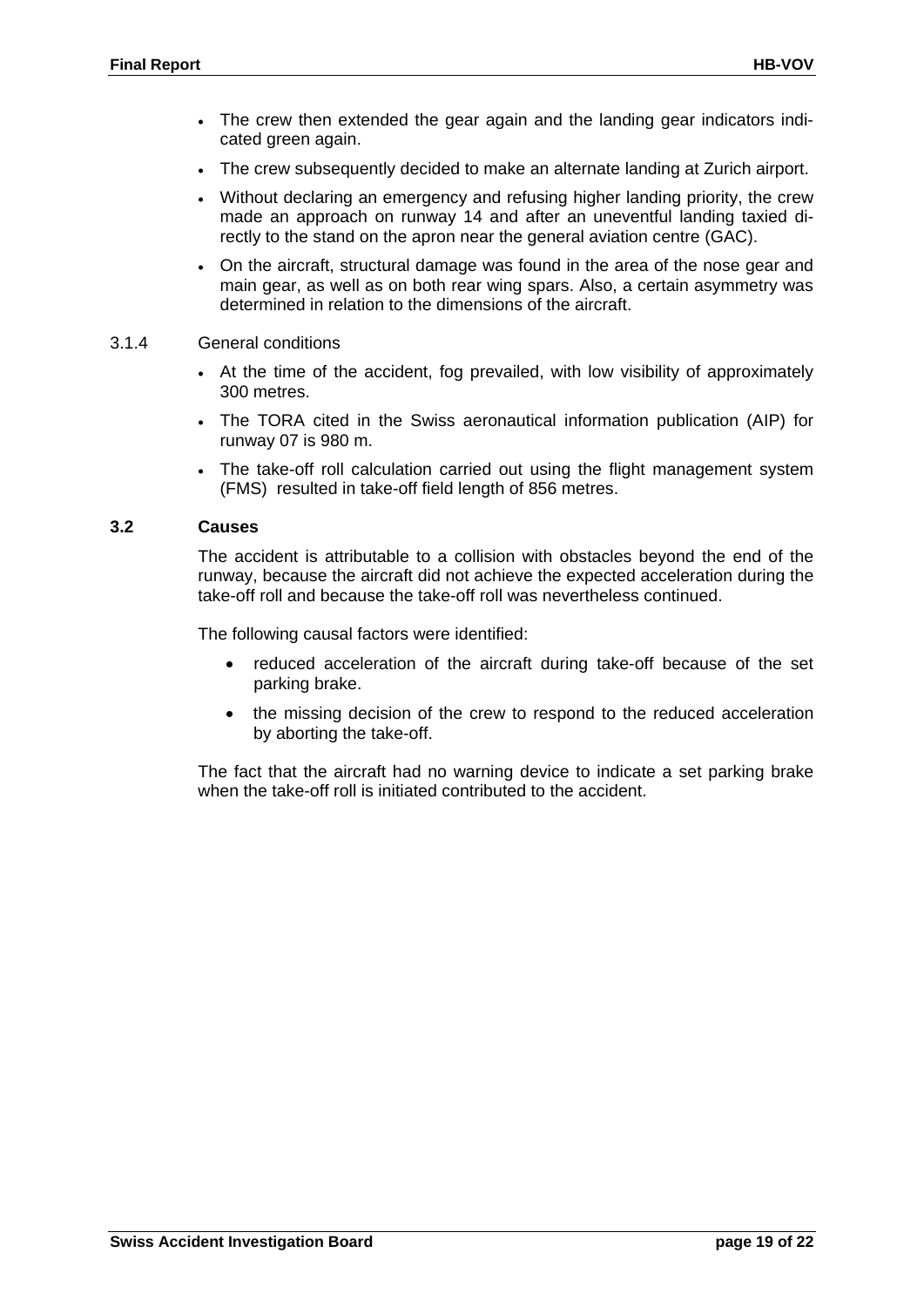- The crew then extended the gear again and the landing gear indicators indicated green again.
- The crew subsequently decided to make an alternate landing at Zurich airport.
- Without declaring an emergency and refusing higher landing priority, the crew made an approach on runway 14 and after an uneventful landing taxied directly to the stand on the apron near the general aviation centre (GAC).
- On the aircraft, structural damage was found in the area of the nose gear and main gear, as well as on both rear wing spars. Also, a certain asymmetry was determined in relation to the dimensions of the aircraft.

#### 3.1.4 General conditions

- At the time of the accident, fog prevailed, with low visibility of approximately 300 metres.
- The TORA cited in the Swiss aeronautical information publication (AIP) for runway 07 is 980 m.
- The take-off roll calculation carried out using the flight management system (FMS) resulted in take-off field length of 856 metres.

### 3.2 Causes

The accident is attributable to a collision with obstacles beyond the end of the runway, because the aircraft did not achieve the expected acceleration during the take-off roll and because the take-off roll was nevertheless continued.

The following causal factors were identified:

- reduced acceleration of the aircraft during take-off because of the set parking brake.
- the missing decision of the crew to respond to the reduced acceleration by aborting the take-off.

The fact that the aircraft had no warning device to indicate a set parking brake when the take-off roll is initiated contributed to the accident.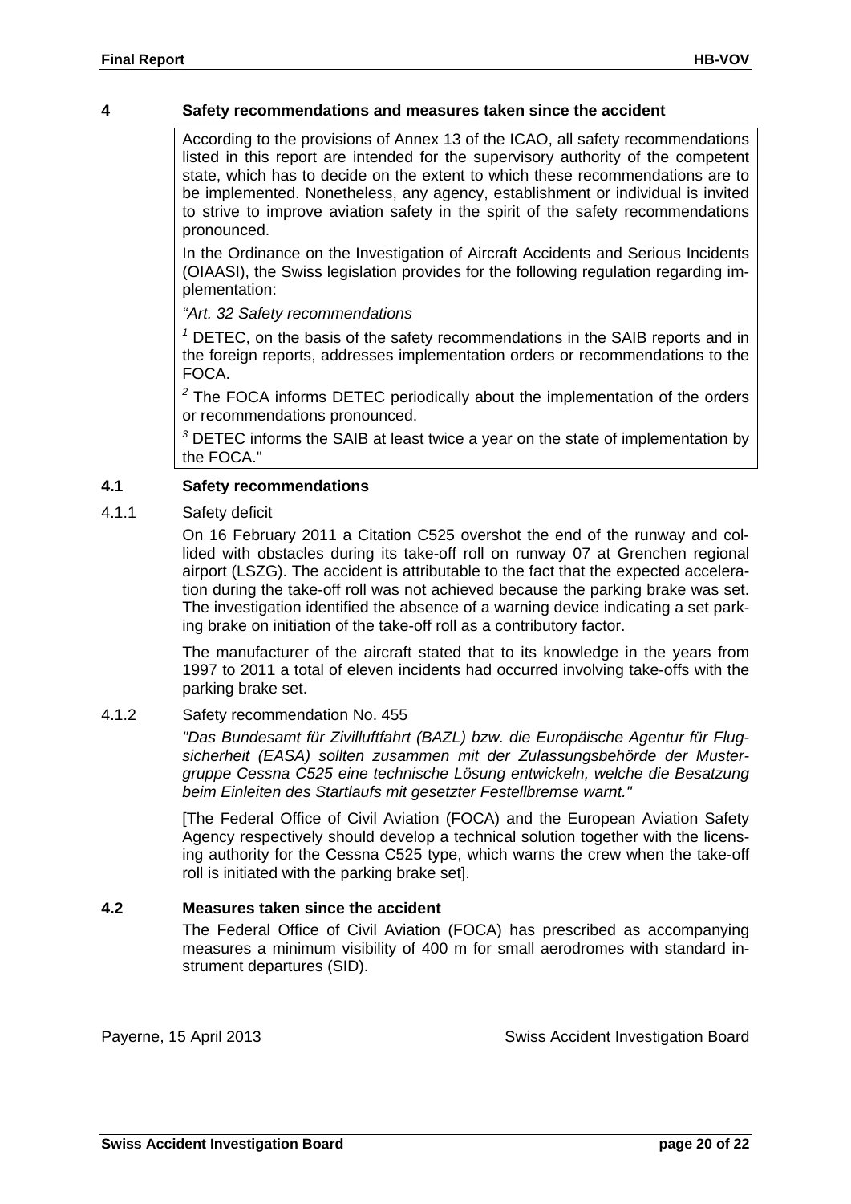# 4 Safety recommendations and measures taken since the accident

According to the provisions of Annex 13 of the ICAO, all safety recommendations listed in this report are intended for the supervisory authority of the competent state, which has to decide on the extent to which these recommendations are to be implemented. Nonetheless, any agency, establishment or individual is invited to strive to improve aviation safety in the spirit of the safety recommendations pronounced.

In the Ordinance on the Investigation of Aircraft Accidents and Serious Incidents (OIAASI), the Swiss legislation provides for the following regulation regarding implementation:

*"Art. 32 Safety recommendations*

[1] DETEC, on the basis of the safety recommendations in the SAIB reports and in the foreign reports, addresses implementation orders or recommendations to the FOCA.

[2] The FOCA informs DETEC periodically about the implementation of the orders or recommendations pronounced.

[3] DETEC informs the SAIB at least twice a year on the state of implementation by the FOCA."

## 4.1 Safety recommendations

### 4.1.1 Safety deficit

On 16 February 2011 a Citation C525 overshot the end of the runway and collided with obstacles during its take-off roll on runway 07 at Grenchen regional airport (LSZG). The accident is attributable to the fact that the expected acceleration during the take-off roll was not achieved because the parking brake was set. The investigation identified the absence of a warning device indicating a set parking brake on initiation of the take-off roll as a contributory factor.

The manufacturer of the aircraft stated that to its knowledge in the years from 1997 to 2011 a total of eleven incidents had occurred involving take-offs with the parking brake set.

### 4.1.2 Safety recommendation No. 455

*"Das Bundesamt für Zivilluftfahrt (BAZL) bzw. die Europäische Agentur für Flugsicherheit (EASA) sollten zusammen mit der Zulassungsbehörde der Mustergruppe Cessna C525 eine technische Lösung entwickeln, welche die Besatzung beim Einleiten des Startlaufs mit gesetzter Festellbremse warnt."*

[The Federal Office of Civil Aviation (FOCA) and the European Aviation Safety Agency respectively should develop a technical solution together with the licensing authority for the Cessna C525 type, which warns the crew when the take-off roll is initiated with the parking brake set].

## 4.2 Measures taken since the accident

The Federal Office of Civil Aviation (FOCA) has prescribed as accompanying measures a minimum visibility of 400 m for small aerodromes with standard instrument departures (SID).

Payerne, 15 April 2013 Swiss Accident Investigation Board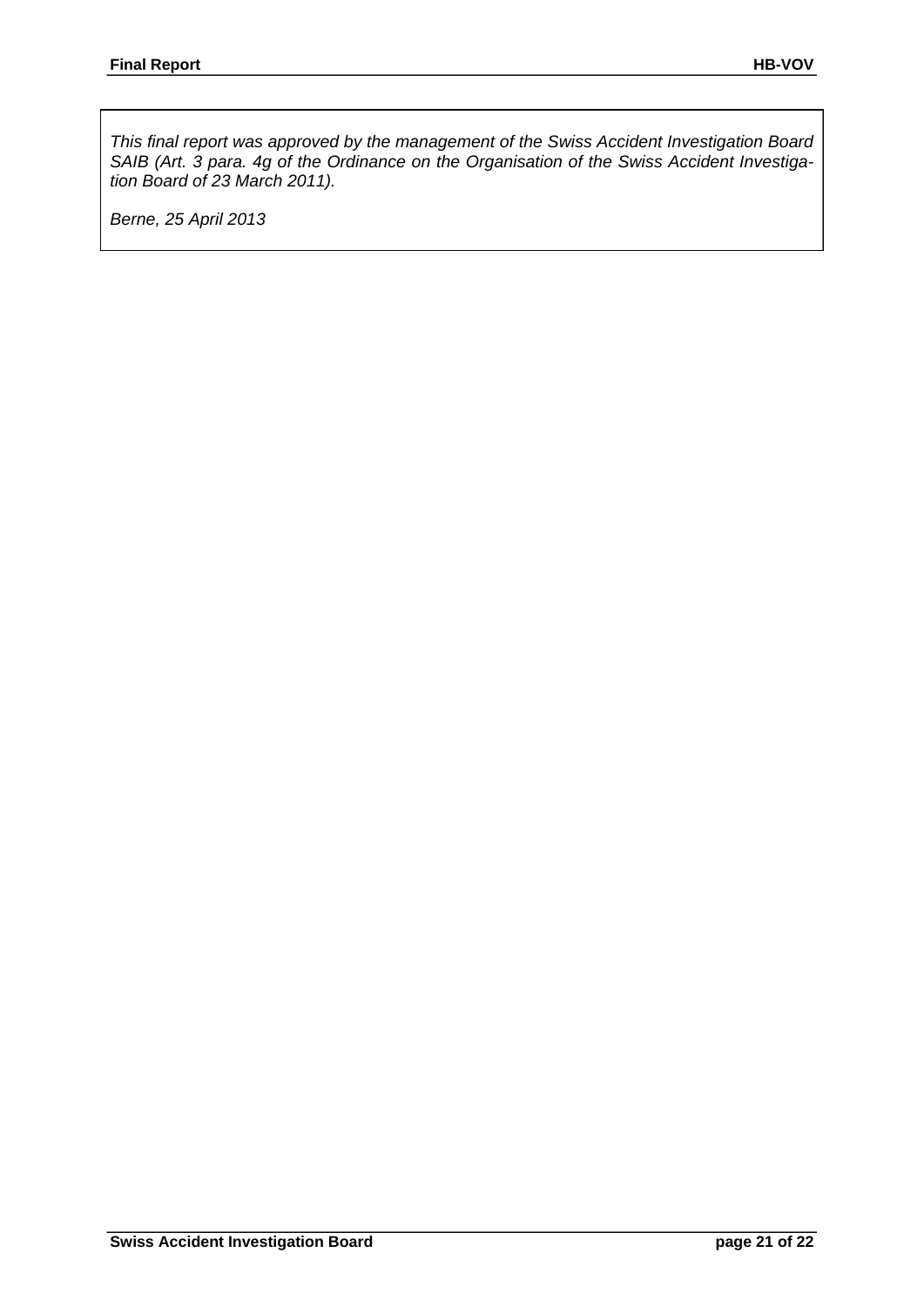*This final report was approved by the management of the Swiss Accident Investigation Board SAIB (Art. 3 para. 4g of the Ordinance on the Organisation of the Swiss Accident Investigation Board of 23 March 2011).*

*Berne, 25 April 2013*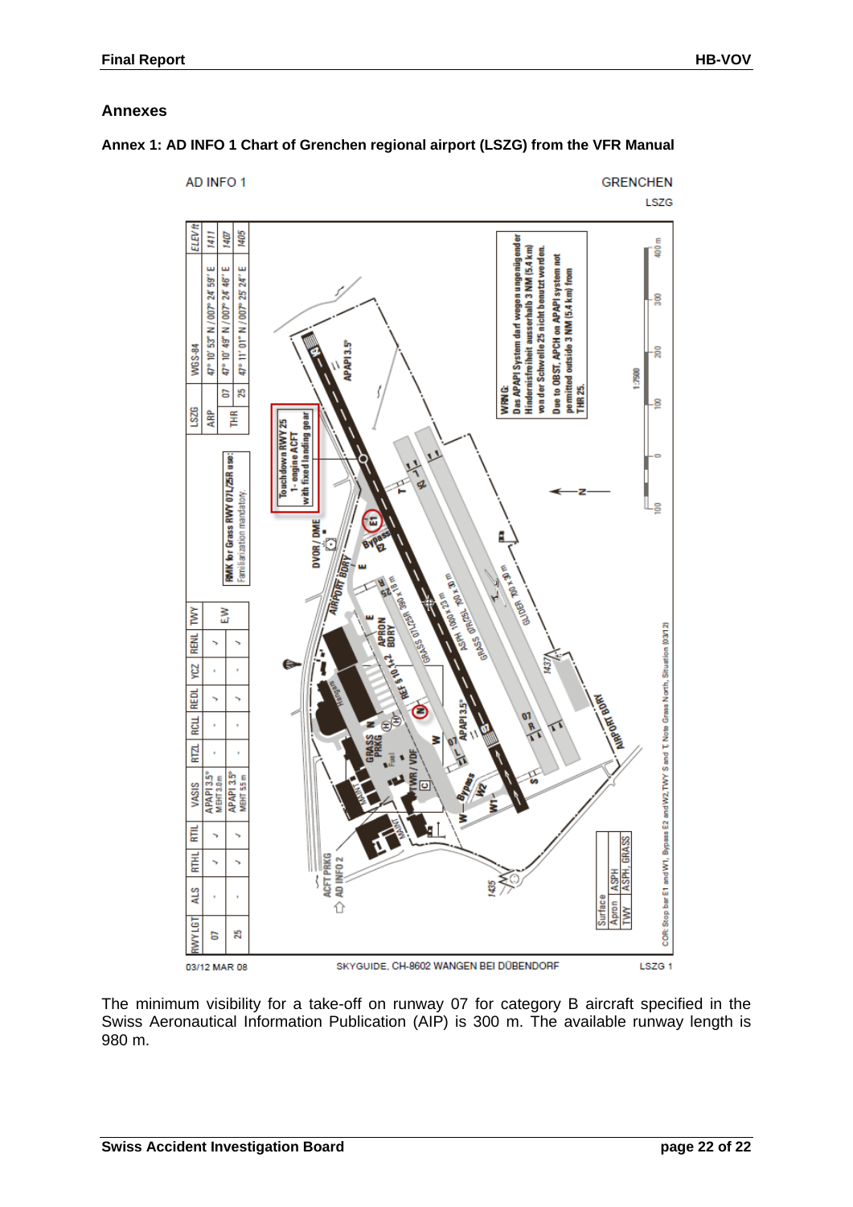## Annexes

**Annex 1: AD INFO 1 Chart of Grenchen regional airport (LSZG) from the VFR Manual**

AD INFO 1

GRENCHEN
LSZG

| LSZG | | WGS-84 | ELEV ft |
|---|---|---|---|
| ARP | | 47° 10' 53" N / 007° 24' 59" E | 1411 |
| THR | 07 | 47° 10' 49" N / 007° 24' 46" E | 1407 |
| | 25 | 47° 11' 01" N / 007° 25' 24" E | 1405 |

| RWY LGT | ALS | RTHL | RTIL | VASIS | RTZL | RCLL | REDL | YCZ | RENL | TWY |
|---|---|---|---|---|---|---|---|---|---|---|
| 07 | - | ✓ | ✓ | APAPI 3.5° MEHT 3.0 m | - | - | ✓ | - | ✓ | E,W |
| 25 | - | ✓ | ✓ | APAPI 3.5° MEHT 5.5 m | - | - | ✓ | - | ✓ | |

RMK for Grass RWY 07L/25R use: Familiarization mandatory.

Touchdown RWY 25 1-engine ACFT with fixed landing gear

WRNG: Das APAPI System darf wegen ungenügender Hindernisfreiheit ausserhalb 3 NM (5.4 km) von der Schwelle 25 nicht benutzt werden.
Due to OBST, APCH on APAPI system not permitted outside 3 NM (5.4 km) from THR 25.

| Surface | |
|---|---|
| Apron | ASPH |
| TWY | ASPH, GRASS |

COR: Stop bar E1 and W1, Bypass E2 and W2, TWY S and T, Note Grass North, Situation (03/12)

03/12 MAR 08 SKYGUIDE, CH-8602 WANGEN BEI DÜBENDORF LSZG 1

The minimum visibility for a take-off on runway 07 for category B aircraft specified in the Swiss Aeronautical Information Publication (AIP) is 300 m. The available runway length is 980 m.